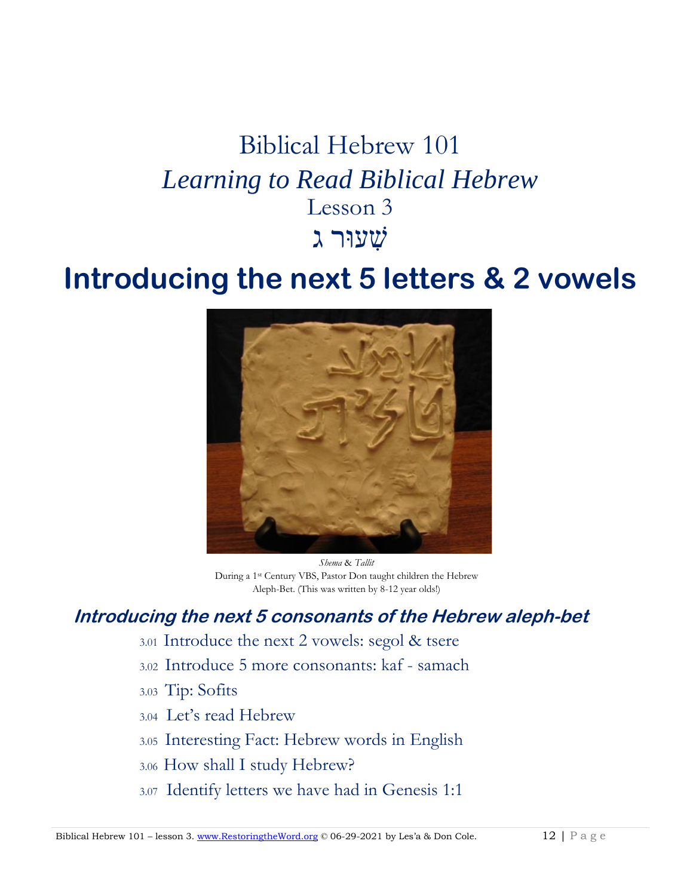# Biblical Hebrew 101

## *Learning to Read Biblical Hebrew*

### Lesson 3

### שִׁעוּר ג

# Introducing the next 5 letters & 2 vowels

*Shema* & *Tallit*
During a 1st Century VBS, Pastor Don taught children the Hebrew Aleph-Bet. (This was written by 8-12 year olds!)

## ***Introducing the next 5 consonants of the Hebrew aleph-bet***

3.01 Introduce the next 2 vowels: segol & tsere

3.02 Introduce 5 more consonants: kaf - samach

3.03 Tip: Sofits

3.04 Let's read Hebrew

3.05 Interesting Fact: Hebrew words in English

3.06 How shall I study Hebrew?

3.07 Identify letters we have had in Genesis 1:1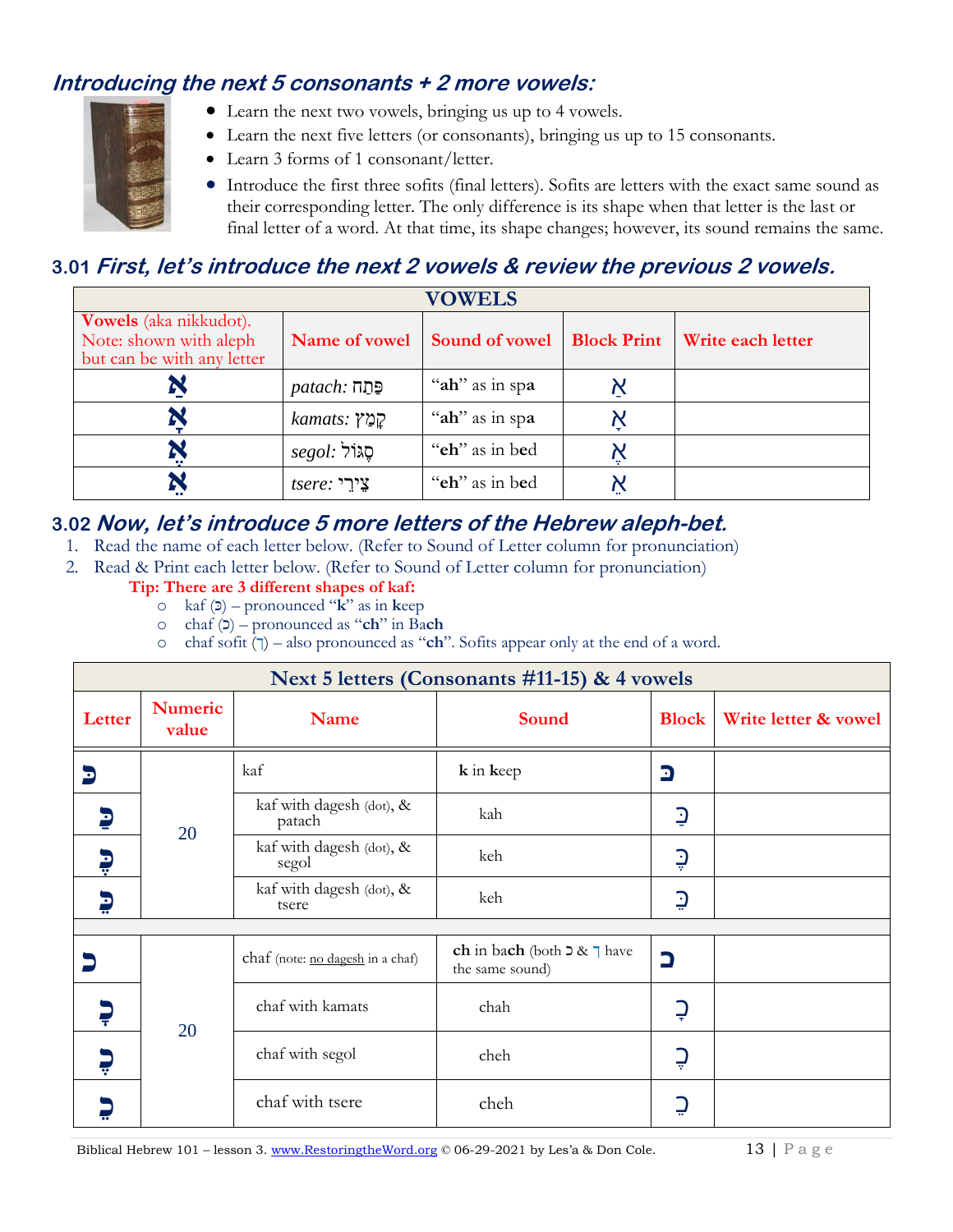## *Introducing the next 5 consonants + 2 more vowels:*

- Learn the next two vowels, bringing us up to 4 vowels.
- Learn the next five letters (or consonants), bringing us up to 15 consonants.
- Learn 3 forms of 1 consonant/letter.
- Introduce the first three sofits (final letters). Sofits are letters with the exact same sound as their corresponding letter. The only difference is its shape when that letter is the last or final letter of a word. At that time, its shape changes; however, its sound remains the same.

### 3.01 *First, let's introduce the next 2 vowels & review the previous 2 vowels.*

| VOWELS | | | | |
|---|---|---|---|---|
| **Vowels** (aka nikkudot). Note: shown with aleph but can be with any letter | Name of vowel | Sound of vowel | Block Print | Write each letter |
| אַ | *patach:* פַּתַח | "**ah**" as in sp**a** | אַ | |
| אָ | *kamats:* קָמַץ | "**ah**" as in sp**a** | אָ | |
| אֶ | *segol:* סֶגוֹל | "**eh**" as in b**e**d | אֶ | |
| אֵ | *tsere:* צֵירֵי | "**eh**" as in b**e**d | אֵ | |

### 3.02 *Now, let's introduce 5 more letters of the Hebrew aleph-bet.*

1. Read the name of each letter below. (Refer to Sound of Letter column for pronunciation)
2. Read & Print each letter below. (Refer to Sound of Letter column for pronunciation)

**Tip: There are 3 different shapes of kaf:**

- kaf (כּ) – pronounced "**k**" as in **k**eep
- chaf (כ) – pronounced as "**ch**" in Ba**ch**
- chaf sofit (ך) – also pronounced as "**ch**". Sofits appear only at the end of a word.

| Next 5 letters (Consonants #11-15) & 4 vowels | | | | | |
|---|---|---|---|---|---|
| Letter | Numeric value | Name | Sound | Block | Write letter & vowel |
| כּ | 20 | kaf | **k** in **k**eep | כּ | |
| כַּ | | kaf with dagesh (dot), & patach | kah | כַּ | |
| כֶּ | | kaf with dagesh (dot), & segol | keh | כֶּ | |
| כֵּ | | kaf with dagesh (dot), & tsere | keh | כֵּ | |
| | | | | | |
| כ | 20 | chaf (note: no dagesh in a chaf) | **ch** in ba**ch** (both כ & ך have the same sound) | כ | |
| כָ | | chaf with kamats | chah | כָ | |
| כֶ | | chaf with segol | cheh | כֶ | |
| כֵ | | chaf with tsere | cheh | כֵ | |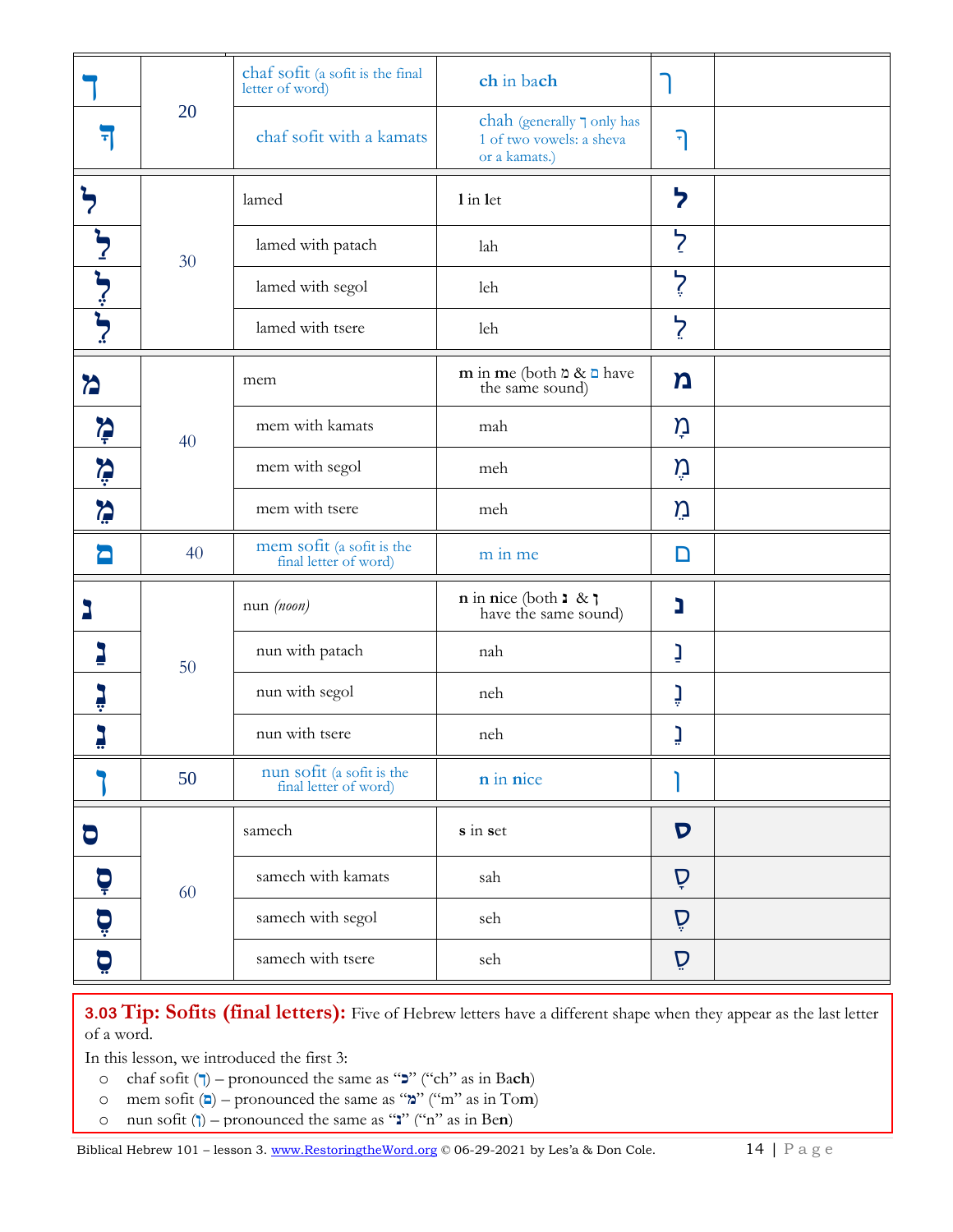| | | | | | |
|---|---|---|---|---|---|
| ך | 20 | chaf sofit (a sofit is the final letter of word) | **ch** in ba**ch** | ך | |
| ךָ | | chaf sofit with a kamats | chah (generally ך only has 1 of two vowels: a sheva or a kamats.) | ךָ | |
| ל | 30 | lamed | **l** in **l**et | ל | |
| לַ | | lamed with patach | lah | לַ | |
| לֶ | | lamed with segol | leh | לֶ | |
| לֵ | | lamed with tsere | leh | לֵ | |
| מ | 40 | mem | **m** in **m**e (both מ & ם have the same sound) | מ | |
| מָ | | mem with kamats | mah | מָ | |
| מֶ | | mem with segol | meh | מֶ | |
| מֵ | | mem with tsere | meh | מֵ | |
| ם | 40 | mem sofit (a sofit is the final letter of word) | m in me | ם | |
| נ | 50 | nun *(noon)* | **n** in **n**ice (both נ & ן have the same sound) | נ | |
| נַ | | nun with patach | nah | נַ | |
| נֶ | | nun with segol | neh | נֶ | |
| נֵ | | nun with tsere | neh | נֵ | |
| ן | 50 | nun sofit (a sofit is the final letter of word) | **n** in **n**ice | ן | |
| ס | 60 | samech | **s** in **s**et | ס | |
| סָ | | samech with kamats | sah | סָ | |
| סֶ | | samech with segol | seh | סֶ | |
| סֵ | | samech with tsere | seh | סֵ | |

**3.03 Tip: Sofits (final letters):** Five of Hebrew letters have a different shape when they appear as the last letter of a word.

In this lesson, we introduced the first 3:

- chaf sofit (ך) – pronounced the same as "כ" ("ch" as in Ba**ch**)
- mem sofit (ם) – pronounced the same as "מ" ("m" as in To**m**)
- nun sofit (ן) – pronounced the same as "נ" ("n" as in Be**n**)

Biblical Hebrew 101 – lesson 3. www.RestoringtheWord.org © 06-29-2021 by Les'a & Don Cole.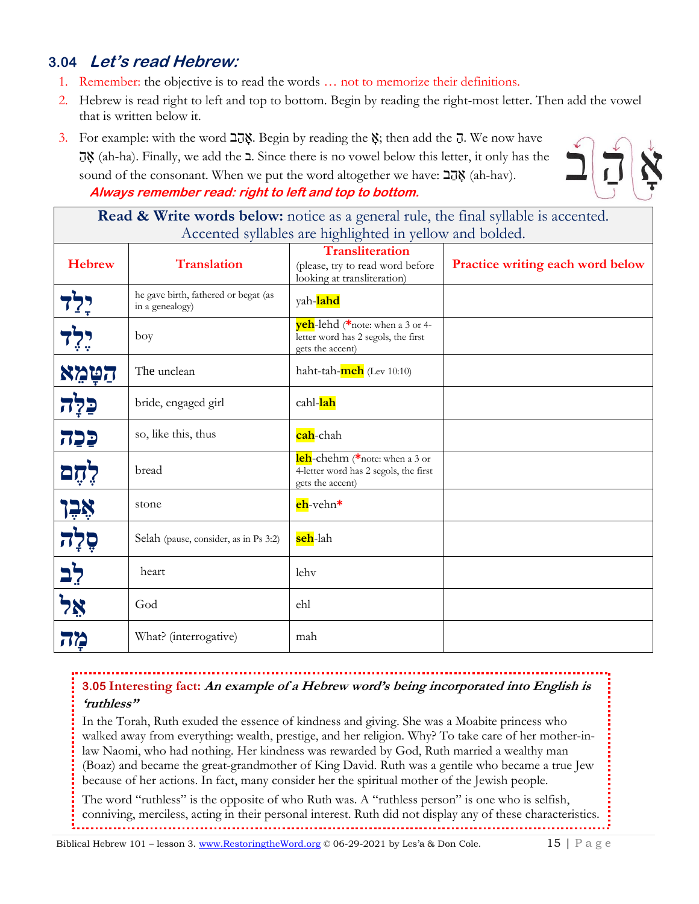## 3.04 *Let's read Hebrew:*

1. Remember: the objective is to read the words … not to memorize their definitions.
2. Hebrew is read right to left and top to bottom. Begin by reading the right-most letter. Then add the vowel that is written below it.
3. For example: with the word אָהַב. Begin by reading the אָ; then add the הַ. We now have אָהַ (ah-ha). Finally, we add the ב. Since there is no vowel below this letter, it only has the sound of the consonant. When we put the word altogether we have: אָהַב (ah-hav).

   ***Always remember read: right to left and top to bottom.***

| **Read & Write words below:** notice as a general rule, the final syllable is accented. Accented syllables are highlighted in yellow and bolded. | | | |
|---|---|---|---|
| **Hebrew** | **Translation** | **Transliteration** (please, try to read word before looking at transliteration) | **Practice writing each word below** |
| יָלַד | he gave birth, fathered or begat (as in a genealogy) | yah-**lahd** | |
| יֶלֶד | boy | **yeh**-lehd (*note: when a 3 or 4-letter word has 2 segols, the first gets the accent) | |
| הַטָּמֵא | The unclean | haht-tah-**meh** (Lev 10:10) | |
| כַּלָּה | bride, engaged girl | cahl-**lah** | |
| כַּכָה | so, like this, thus | **cah**-chah | |
| לֶחֶם | bread | **leh**-chehm (*note: when a 3 or 4-letter word has 2 segols, the first gets the accent) | |
| אֶבֶן | stone | **eh**-vehn* | |
| סֶלָה | Selah (pause, consider, as in Ps 3:2) | **seh**-lah | |
| לֵב | heart | lehv | |
| אֵל | God | ehl | |
| מָה | What? (interrogative) | mah | |

**3.05 Interesting fact:** ***An example of a Hebrew word's being incorporated into English is 'ruthless"***

In the Torah, Ruth exuded the essence of kindness and giving. She was a Moabite princess who walked away from everything: wealth, prestige, and her religion. Why? To take care of her mother-in-law Naomi, who had nothing. Her kindness was rewarded by God, Ruth married a wealthy man (Boaz) and became the great-grandmother of King David. Ruth was a gentile who became a true Jew because of her actions. In fact, many consider her the spiritual mother of the Jewish people.

The word "ruthless" is the opposite of who Ruth was. A "ruthless person" is one who is selfish, conniving, merciless, acting in their personal interest. Ruth did not display any of these characteristics.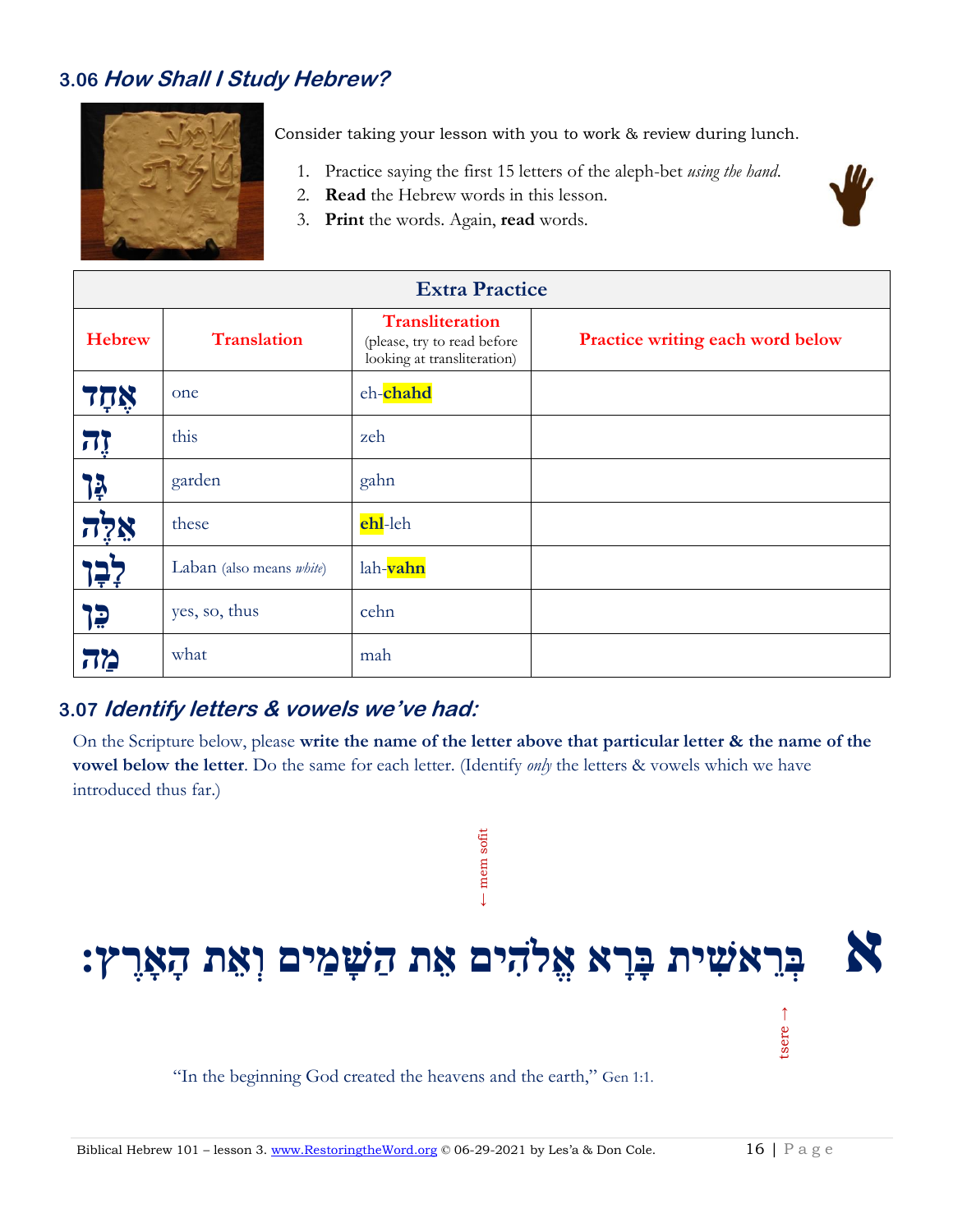### 3.06 *How Shall I Study Hebrew?*

Consider taking your lesson with you to work & review during lunch.

1. Practice saying the first 15 letters of the aleph-bet *using the hand*.
2. **Read** the Hebrew words in this lesson.
3. **Print** the words. Again, **read** words.

| Extra Practice | | | |
|---|---|---|---|
| **Hebrew** | **Translation** | **Transliteration** (please, try to read before looking at transliteration) | **Practice writing each word below** |
| אֶחָד | one | eh-**chahd** | |
| זֶה | this | zeh | |
| גַּן | garden | gahn | |
| אֵלֶּה | these | **ehl**-leh | |
| לָבָן | Laban (also means *white*) | lah-**vahn** | |
| כֵּן | yes, so, thus | cehn | |
| מַה | what | mah | |

### 3.07 *Identify letters & vowels we've had:*

On the Scripture below, please **write the name of the letter above that particular letter & the name of the vowel below the letter**. Do the same for each letter. (Identify *only* the letters & vowels which we have introduced thus far.)

← mem sofit

**א** בְּרֵאשִׁית בָּרָא אֱלֹהִים אֵת הַשָּׁמַיִם וְאֵת הָאָרֶץ׃

tsere →

"In the beginning God created the heavens and the earth," Gen 1:1.